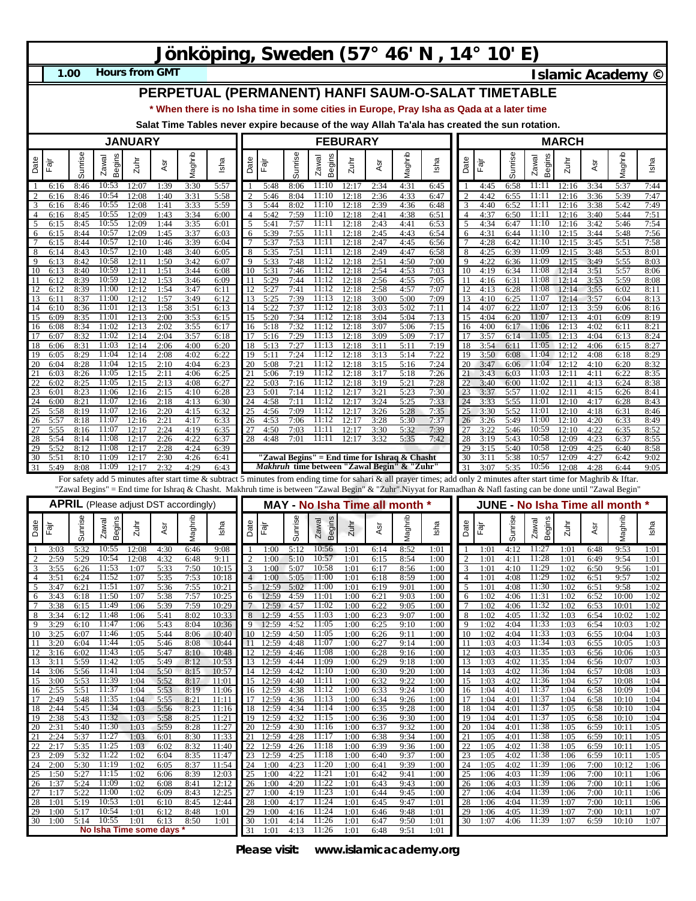# Jönköping, Sweden (57° 46' N , 14° 10' E)

**1.00** **Hours from GMT** — **Islamic Academy ©**

## PERPETUAL (PERMANENT) HANFI SAUM-O-SALAT TIMETABLE

*** When there is no Isha time in some cities in Europe, Pray Isha as Qada at a later time**

**Salat Time Tables never expire because of the way Allah Ta'ala has created the sun rotation.**

### JANUARY

| Date | Fajr | Sunrise | Zawal Begins | Zuhr | Asr | Maghrib | Isha |
|---|---|---|---|---|---|---|---|
| 1 | 6:16 | 8:46 | 10:53 | 12:07 | 1:39 | 3:30 | 5:57 |
| 2 | 6:16 | 8:46 | 10:54 | 12:08 | 1:40 | 3:31 | 5:58 |
| 3 | 6:16 | 8:46 | 10:55 | 12:08 | 1:41 | 3:33 | 5:59 |
| 4 | 6:16 | 8:45 | 10:55 | 12:09 | 1:43 | 3:34 | 6:00 |
| 5 | 6:15 | 8:45 | 10:55 | 12:09 | 1:44 | 3:35 | 6:01 |
| 6 | 6:15 | 8:44 | 10:57 | 12:09 | 1:45 | 3:37 | 6:03 |
| 7 | 6:15 | 8:44 | 10:57 | 12:10 | 1:46 | 3:39 | 6:04 |
| 8 | 6:14 | 8:43 | 10:57 | 12:10 | 1:48 | 3:40 | 6:05 |
| 9 | 6:13 | 8:42 | 10:58 | 12:11 | 1:50 | 3:42 | 6:07 |
| 10 | 6:13 | 8:40 | 10:59 | 12:11 | 1:51 | 3:44 | 6:08 |
| 11 | 6:12 | 8:39 | 10:59 | 12:12 | 1:53 | 3:46 | 6:09 |
| 12 | 6:12 | 8:39 | 11:00 | 12:12 | 1:54 | 3:47 | 6:11 |
| 13 | 6:11 | 8:37 | 11:00 | 12:12 | 1:57 | 3:49 | 6:12 |
| 14 | 6:10 | 8:36 | 11:01 | 12:13 | 1:58 | 3:51 | 6:13 |
| 15 | 6:09 | 8:35 | 11:01 | 12:13 | 2:00 | 3:53 | 6:15 |
| 16 | 6:08 | 8:34 | 11:02 | 12:13 | 2:02 | 3:55 | 6:17 |
| 17 | 6:07 | 8:32 | 11:02 | 12:14 | 2:04 | 3:57 | 6:18 |
| 18 | 6:06 | 8:31 | 11:03 | 12:14 | 2:06 | 4:00 | 6:20 |
| 19 | 6:05 | 8:29 | 11:04 | 12:14 | 2:08 | 4:02 | 6:22 |
| 20 | 6:04 | 8:28 | 11:04 | 12:15 | 2:10 | 4:04 | 6:23 |
| 21 | 6:03 | 8:26 | 11:05 | 12:15 | 2:11 | 4:06 | 6:25 |
| 22 | 6:02 | 8:25 | 11:05 | 12:15 | 2:13 | 4:08 | 6:27 |
| 23 | 6:01 | 8:23 | 11:06 | 12:16 | 2:15 | 4:10 | 6:28 |
| 24 | 6:00 | 8:21 | 11:07 | 12:16 | 2:18 | 4:13 | 6:30 |
| 25 | 5:58 | 8:19 | 11:07 | 12:16 | 2:20 | 4:15 | 6:32 |
| 26 | 5:57 | 8:18 | 11:07 | 12:16 | 2:21 | 4:17 | 6:33 |
| 27 | 5:55 | 8:16 | 11:07 | 12:17 | 2:24 | 4:19 | 6:35 |
| 28 | 5:54 | 8:14 | 11:08 | 12:17 | 2:26 | 4:22 | 6:37 |
| 29 | 5:52 | 8:12 | 11:08 | 12:17 | 2:28 | 4:24 | 6:39 |
| 30 | 5:51 | 8:10 | 11:09 | 12:17 | 2:30 | 4:26 | 6:41 |
| 31 | 5:49 | 8:08 | 11:09 | 12:17 | 2:32 | 4:29 | 6:43 |

### FEBURARY

| Date | Fajr | Sunrise | Zawal Begins | Zuhr | Asr | Maghrib | Isha |
|---|---|---|---|---|---|---|---|
| 1 | 5:48 | 8:06 | 11:10 | 12:17 | 2:34 | 4:31 | 6:45 |
| 2 | 5:46 | 8:04 | 11:10 | 12:18 | 2:36 | 4:33 | 6:47 |
| 3 | 5:44 | 8:02 | 11:10 | 12:18 | 2:39 | 4:36 | 6:48 |
| 4 | 5:42 | 7:59 | 11:10 | 12:18 | 2:41 | 4:38 | 6:51 |
| 5 | 5:41 | 7:57 | 11:11 | 12:18 | 2:43 | 4:41 | 6:53 |
| 6 | 5:39 | 7:55 | 11:11 | 12:18 | 2:45 | 4:43 | 6:54 |
| 7 | 5:37 | 7:53 | 11:11 | 12:18 | 2:47 | 4:45 | 6:56 |
| 8 | 5:35 | 7:51 | 11:11 | 12:18 | 2:49 | 4:47 | 6:58 |
| 9 | 5:33 | 7:48 | 11:12 | 12:18 | 2:51 | 4:50 | 7:00 |
| 10 | 5:31 | 7:46 | 11:12 | 12:18 | 2:54 | 4:53 | 7:03 |
| 11 | 5:29 | 7:44 | 11:12 | 12:18 | 2:56 | 4:55 | 7:05 |
| 12 | 5:27 | 7:41 | 11:12 | 12:18 | 2:58 | 4:57 | 7:07 |
| 13 | 5:25 | 7:39 | 11:13 | 12:18 | 3:00 | 5:00 | 7:09 |
| 14 | 5:22 | 7:37 | 11:12 | 12:18 | 3:03 | 5:02 | 7:11 |
| 15 | 5:20 | 7:34 | 11:12 | 12:18 | 3:04 | 5:04 | 7:13 |
| 16 | 5:18 | 7:32 | 11:12 | 12:18 | 3:07 | 5:06 | 7:15 |
| 17 | 5:16 | 7:29 | 11:13 | 12:18 | 3:09 | 5:09 | 7:17 |
| 18 | 5:13 | 7:27 | 11:13 | 12:18 | 3:11 | 5:11 | 7:19 |
| 19 | 5:11 | 7:24 | 11:12 | 12:18 | 3:13 | 5:14 | 7:22 |
| 20 | 5:08 | 7:21 | 11:12 | 12:18 | 3:15 | 5:16 | 7:24 |
| 21 | 5:06 | 7:19 | 11:12 | 12:18 | 3:17 | 5:18 | 7:26 |
| 22 | 5:03 | 7:16 | 11:12 | 12:18 | 3:19 | 5:21 | 7:28 |
| 23 | 5:01 | 7:14 | 11:12 | 12:17 | 3:21 | 5:23 | 7:30 |
| 24 | 4:58 | 7:11 | 11:12 | 12:17 | 3:24 | 5:25 | 7:33 |
| 25 | 4:56 | 7:09 | 11:12 | 12:17 | 3:26 | 5:28 | 7:35 |
| 26 | 4:53 | 7:06 | 11:12 | 12:17 | 3:28 | 5:30 | 7:37 |
| 27 | 4:50 | 7:03 | 11:11 | 12:17 | 3:30 | 5:32 | 7:39 |
| 28 | 4:48 | 7:01 | 11:11 | 12:17 | 3:32 | 5:35 | 7:42 |

**"Zawal Begins" = End time for Ishraq & Chasht**
***Makhruh* time between "Zawal Begin" & "Zuhr"**

### MARCH

| Date | Fajr | Sunrise | Zawal Begins | Zuhr | Asr | Maghrib | Isha |
|---|---|---|---|---|---|---|---|
| 1 | 4:45 | 6:58 | 11:11 | 12:16 | 3:34 | 5:37 | 7:44 |
| 2 | 4:42 | 6:55 | 11:11 | 12:16 | 3:36 | 5:39 | 7:47 |
| 3 | 4:40 | 6:52 | 11:11 | 12:16 | 3:38 | 5:42 | 7:49 |
| 4 | 4:37 | 6:50 | 11:11 | 12:16 | 3:40 | 5:44 | 7:51 |
| 5 | 4:34 | 6:47 | 11:10 | 12:16 | 3:42 | 5:46 | 7:54 |
| 6 | 4:31 | 6:44 | 11:10 | 12:15 | 3:44 | 5:48 | 7:56 |
| 7 | 4:28 | 6:42 | 11:10 | 12:15 | 3:45 | 5:51 | 7:58 |
| 8 | 4:25 | 6:39 | 11:09 | 12:15 | 3:48 | 5:53 | 8:01 |
| 9 | 4:22 | 6:36 | 11:09 | 12:15 | 3:49 | 5:55 | 8:03 |
| 10 | 4:19 | 6:34 | 11:08 | 12:14 | 3:51 | 5:57 | 8:06 |
| 11 | 4:16 | 6:31 | 11:08 | 12:14 | 3:53 | 5:59 | 8:08 |
| 12 | 4:13 | 6:28 | 11:08 | 12:14 | 3:55 | 6:02 | 8:11 |
| 13 | 4:10 | 6:25 | 11:07 | 12:14 | 3:57 | 6:04 | 8:13 |
| 14 | 4:07 | 6:22 | 11:07 | 12:13 | 3:59 | 6:06 | 8:16 |
| 15 | 4:04 | 6:20 | 11:07 | 12:13 | 4:01 | 6:09 | 8:19 |
| 16 | 4:00 | 6:17 | 11:06 | 12:13 | 4:02 | 6:11 | 8:21 |
| 17 | 3:57 | 6:14 | 11:05 | 12:13 | 4:04 | 6:13 | 8:24 |
| 18 | 3:54 | 6:11 | 11:05 | 12:12 | 4:06 | 6:15 | 8:27 |
| 19 | 3:50 | 6:08 | 11:04 | 12:12 | 4:08 | 6:18 | 8:29 |
| 20 | 3:47 | 6:06 | 11:04 | 12:12 | 4:10 | 6:20 | 8:32 |
| 21 | 3:43 | 6:03 | 11:03 | 12:11 | 4:11 | 6:22 | 8:35 |
| 22 | 3:40 | 6:00 | 11:02 | 12:11 | 4:13 | 6:24 | 8:38 |
| 23 | 3:37 | 5:57 | 11:02 | 12:11 | 4:15 | 6:26 | 8:41 |
| 24 | 3:33 | 5:55 | 11:01 | 12:10 | 4:17 | 6:28 | 8:43 |
| 25 | 3:30 | 5:52 | 11:01 | 12:10 | 4:18 | 6:31 | 8:46 |
| 26 | 3:26 | 5:49 | 11:00 | 12:10 | 4:20 | 6:33 | 8:49 |
| 27 | 3:22 | 5:46 | 10:59 | 12:10 | 4:22 | 6:35 | 8:52 |
| 28 | 3:19 | 5:43 | 10:58 | 12:09 | 4:23 | 6:37 | 8:55 |
| 29 | 3:15 | 5:40 | 10:58 | 12:09 | 4:25 | 6:40 | 8:58 |
| 30 | 3:11 | 5:38 | 10:57 | 12:09 | 4:27 | 6:42 | 9:02 |
| 31 | 3:07 | 5:35 | 10:56 | 12:08 | 4:28 | 6:44 | 9:05 |

For safety add 5 minutes after start time & subtract 5 minutes from ending time for sahari & all prayer times; add only 2 minutes after start time for Maghrib & Iftar. "Zawal Begins" = End time for Ishraq & Chasht. Makhruh time is between "Zawal Begin" & "Zuhr".Niyyat for Ramadhan & Nafl fasting can be done until "Zawal Begin"

### APRIL (Please adjust DST accordingly)

| Date | Fajr | Sunrise | Zawal Begins | Zuhr | Asr | Maghrib | Isha |
|---|---|---|---|---|---|---|---|
| 1 | 3:03 | 5:32 | 10:55 | 12:08 | 4:30 | 6:46 | 9:08 |
| 2 | 2:59 | 5:29 | 10:54 | 12:08 | 4:32 | 6:48 | 9:11 |
| 3 | 3:55 | 6:26 | 11:53 | 1:07 | 5:33 | 7:50 | 10:15 |
| 4 | 3:51 | 6:24 | 11:52 | 1:07 | 5:35 | 7:53 | 10:18 |
| 5 | 3:47 | 6:21 | 11:51 | 1:07 | 5:36 | 7:55 | 10:21 |
| 6 | 3:43 | 6:18 | 11:50 | 1:07 | 5:38 | 7:57 | 10:25 |
| 7 | 3:38 | 6:15 | 11:49 | 1:06 | 5:39 | 7:59 | 10:29 |
| 8 | 3:34 | 6:12 | 11:48 | 1:06 | 5:41 | 8:02 | 10:33 |
| 9 | 3:29 | 6:10 | 11:47 | 1:06 | 5:43 | 8:04 | 10:36 |
| 10 | 3:25 | 6:07 | 11:46 | 1:05 | 5:44 | 8:06 | 10:40 |
| 11 | 3:20 | 6:04 | 11:44 | 1:05 | 5:46 | 8:08 | 10:44 |
| 12 | 3:16 | 6:02 | 11:43 | 1:05 | 5:47 | 8:10 | 10:48 |
| 13 | 3:11 | 5:59 | 11:42 | 1:05 | 5:49 | 8:12 | 10:53 |
| 14 | 3:06 | 5:56 | 11:41 | 1:04 | 5:50 | 8:15 | 10:57 |
| 15 | 3:00 | 5:53 | 11:39 | 1:04 | 5:52 | 8:17 | 11:01 |
| 16 | 2:55 | 5:51 | 11:37 | 1:04 | 5:53 | 8:19 | 11:06 |
| 17 | 2:49 | 5:48 | 11:35 | 1:04 | 5:55 | 8:21 | 11:11 |
| 18 | 2:44 | 5:45 | 11:34 | 1:03 | 5:56 | 8:23 | 11:16 |
| 19 | 2:38 | 5:43 | 11:32 | 1:03 | 5:58 | 8:25 | 11:21 |
| 20 | 2:31 | 5:40 | 11:30 | 1:03 | 5:59 | 8:28 | 11:27 |
| 21 | 2:24 | 5:37 | 11:27 | 1:03 | 6:01 | 8:30 | 11:33 |
| 22 | 2:17 | 5:35 | 11:25 | 1:03 | 6:02 | 8:32 | 11:40 |
| 23 | 2:09 | 5:32 | 11:22 | 1:02 | 6:04 | 8:35 | 11:47 |
| 24 | 2:00 | 5:30 | 11:19 | 1:02 | 6:05 | 8:37 | 11:54 |
| 25 | 1:50 | 5:27 | 11:15 | 1:02 | 6:06 | 8:39 | 12:03 |
| 26 | 1:37 | 5:24 | 11:09 | 1:02 | 6:08 | 8:41 | 12:12 |
| 27 | 1:17 | 5:22 | 11:00 | 1:02 | 6:09 | 8:43 | 12:25 |
| 28 | 1:01 | 5:19 | 10:53 | 1:01 | 6:10 | 8:45 | 12:44 |
| 29 | 1:00 | 5:17 | 10:54 | 1:01 | 6:12 | 8:48 | 1:01 |
| 30 | 1:00 | 5:14 | 10:55 | 1:01 | 6:13 | 8:50 | 1:01 |

**No Isha Time some days ***

### MAY - No Isha Time all month *

| Date | Fajr | Sunrise | Zawal Begins | Zuhr | Asr | Maghrib | Isha |
|---|---|---|---|---|---|---|---|
| 1 | 1:00 | 5:12 | 10:56 | 1:01 | 6:14 | 8:52 | 1:01 |
| 2 | 1:00 | 5:10 | 10:57 | 1:01 | 6:15 | 8:54 | 1:00 |
| 3 | 1:00 | 5:07 | 10:58 | 1:01 | 6:17 | 8:56 | 1:00 |
| 4 | 1:00 | 5:05 | 11:00 | 1:01 | 6:18 | 8:59 | 1:00 |
| 5 | 12:59 | 5:02 | 11:00 | 1:01 | 6:19 | 9:01 | 1:00 |
| 6 | 12:59 | 4:59 | 11:01 | 1:00 | 6:21 | 9:03 | 1:00 |
| 7 | 12:59 | 4:57 | 11:02 | 1:00 | 6:22 | 9:05 | 1:00 |
| 8 | 12:59 | 4:55 | 11:03 | 1:00 | 6:23 | 9:07 | 1:00 |
| 9 | 12:59 | 4:52 | 11:05 | 1:00 | 6:25 | 9:10 | 1:00 |
| 10 | 12:59 | 4:50 | 11:05 | 1:00 | 6:26 | 9:11 | 1:00 |
| 11 | 12:59 | 4:48 | 11:07 | 1:00 | 6:27 | 9:14 | 1:00 |
| 12 | 12:59 | 4:46 | 11:08 | 1:00 | 6:28 | 9:16 | 1:00 |
| 13 | 12:59 | 4:44 | 11:09 | 1:00 | 6:29 | 9:18 | 1:00 |
| 14 | 12:59 | 4:42 | 11:10 | 1:00 | 6:30 | 9:20 | 1:00 |
| 15 | 12:59 | 4:40 | 11:11 | 1:00 | 6:32 | 9:22 | 1:00 |
| 16 | 12:59 | 4:38 | 11:12 | 1:00 | 6:33 | 9:24 | 1:00 |
| 17 | 12:59 | 4:36 | 11:13 | 1:00 | 6:34 | 9:26 | 1:00 |
| 18 | 12:59 | 4:34 | 11:14 | 1:00 | 6:35 | 9:28 | 1:00 |
| 19 | 12:59 | 4:32 | 11:15 | 1:00 | 6:36 | 9:30 | 1:00 |
| 20 | 12:59 | 4:30 | 11:16 | 1:00 | 6:37 | 9:32 | 1:00 |
| 21 | 12:59 | 4:28 | 11:17 | 1:00 | 6:38 | 9:34 | 1:00 |
| 22 | 12:59 | 4:26 | 11:18 | 1:00 | 6:39 | 9:36 | 1:00 |
| 23 | 12:59 | 4:25 | 11:18 | 1:00 | 6:40 | 9:37 | 1:00 |
| 24 | 1:00 | 4:23 | 11:20 | 1:00 | 6:41 | 9:39 | 1:00 |
| 25 | 1:00 | 4:22 | 11:21 | 1:01 | 6:42 | 9:41 | 1:00 |
| 26 | 1:00 | 4:20 | 11:22 | 1:01 | 6:43 | 9:43 | 1:00 |
| 27 | 1:00 | 4:19 | 11:23 | 1:01 | 6:44 | 9:45 | 1:00 |
| 28 | 1:00 | 4:17 | 11:24 | 1:01 | 6:45 | 9:47 | 1:01 |
| 29 | 1:00 | 4:16 | 11:24 | 1:01 | 6:46 | 9:48 | 1:01 |
| 30 | 1:01 | 4:14 | 11:26 | 1:01 | 6:47 | 9:50 | 1:01 |
| 31 | 1:01 | 4:13 | 11:26 | 1:01 | 6:48 | 9:51 | 1:01 |

### JUNE - No Isha Time all month *

| Date | Fajr | Sunrise | Zawal Begins | Zuhr | Asr | Maghrib | Isha |
|---|---|---|---|---|---|---|---|
| 1 | 1:01 | 4:12 | 11:27 | 1:01 | 6:48 | 9:53 | 1:01 |
| 2 | 1:01 | 4:11 | 11:28 | 1:01 | 6:49 | 9:54 | 1:01 |
| 3 | 1:01 | 4:10 | 11:29 | 1:02 | 6:50 | 9:56 | 1:01 |
| 4 | 1:01 | 4:08 | 11:29 | 1:02 | 6:51 | 9:57 | 1:02 |
| 5 | 1:01 | 4:08 | 11:30 | 1:02 | 6:51 | 9:58 | 1:02 |
| 6 | 1:02 | 4:06 | 11:31 | 1:02 | 6:52 | 10:00 | 1:02 |
| 7 | 1:02 | 4:06 | 11:32 | 1:02 | 6:53 | 10:01 | 1:02 |
| 8 | 1:02 | 4:05 | 11:32 | 1:03 | 6:54 | 10:02 | 1:02 |
| 9 | 1:02 | 4:04 | 11:33 | 1:03 | 6:54 | 10:03 | 1:02 |
| 10 | 1:02 | 4:04 | 11:33 | 1:03 | 6:55 | 10:04 | 1:03 |
| 11 | 1:03 | 4:03 | 11:34 | 1:03 | 6:55 | 10:05 | 1:03 |
| 12 | 1:03 | 4:03 | 11:35 | 1:03 | 6:56 | 10:06 | 1:03 |
| 13 | 1:03 | 4:02 | 11:35 | 1:04 | 6:56 | 10:07 | 1:03 |
| 14 | 1:03 | 4:02 | 11:36 | 1:04 | 6:57 | 10:08 | 1:03 |
| 15 | 1:03 | 4:02 | 11:36 | 1:04 | 6:57 | 10:08 | 1:04 |
| 16 | 1:04 | 4:01 | 11:37 | 1:04 | 6:58 | 10:09 | 1:04 |
| 17 | 1:04 | 4:01 | 11:37 | 1:04 | 6:58 | 10:10 | 1:04 |
| 18 | 1:04 | 4:01 | 11:37 | 1:05 | 6:58 | 10:10 | 1:04 |
| 19 | 1:04 | 4:01 | 11:37 | 1:05 | 6:58 | 10:10 | 1:04 |
| 20 | 1:04 | 4:01 | 11:38 | 1:05 | 6:59 | 10:11 | 1:05 |
| 21 | 1:05 | 4:01 | 11:38 | 1:05 | 6:59 | 10:11 | 1:05 |
| 22 | 1:05 | 4:02 | 11:38 | 1:05 | 6:59 | 10:11 | 1:05 |
| 23 | 1:05 | 4:02 | 11:38 | 1:06 | 6:59 | 10:11 | 1:05 |
| 24 | 1:05 | 4:02 | 11:39 | 1:06 | 7:00 | 10:12 | 1:06 |
| 25 | 1:06 | 4:03 | 11:39 | 1:06 | 7:00 | 10:11 | 1:06 |
| 26 | 1:06 | 4:03 | 11:39 | 1:06 | 7:00 | 10:11 | 1:06 |
| 27 | 1:06 | 4:04 | 11:39 | 1:06 | 7:00 | 10:11 | 1:06 |
| 28 | 1:06 | 4:04 | 11:39 | 1:07 | 7:00 | 10:11 | 1:06 |
| 29 | 1:06 | 4:05 | 11:39 | 1:07 | 7:00 | 10:11 | 1:07 |
| 30 | 1:07 | 4:06 | 11:39 | 1:07 | 6:59 | 10:10 | 1:07 |

**Please visit: www.islamicacademy.org**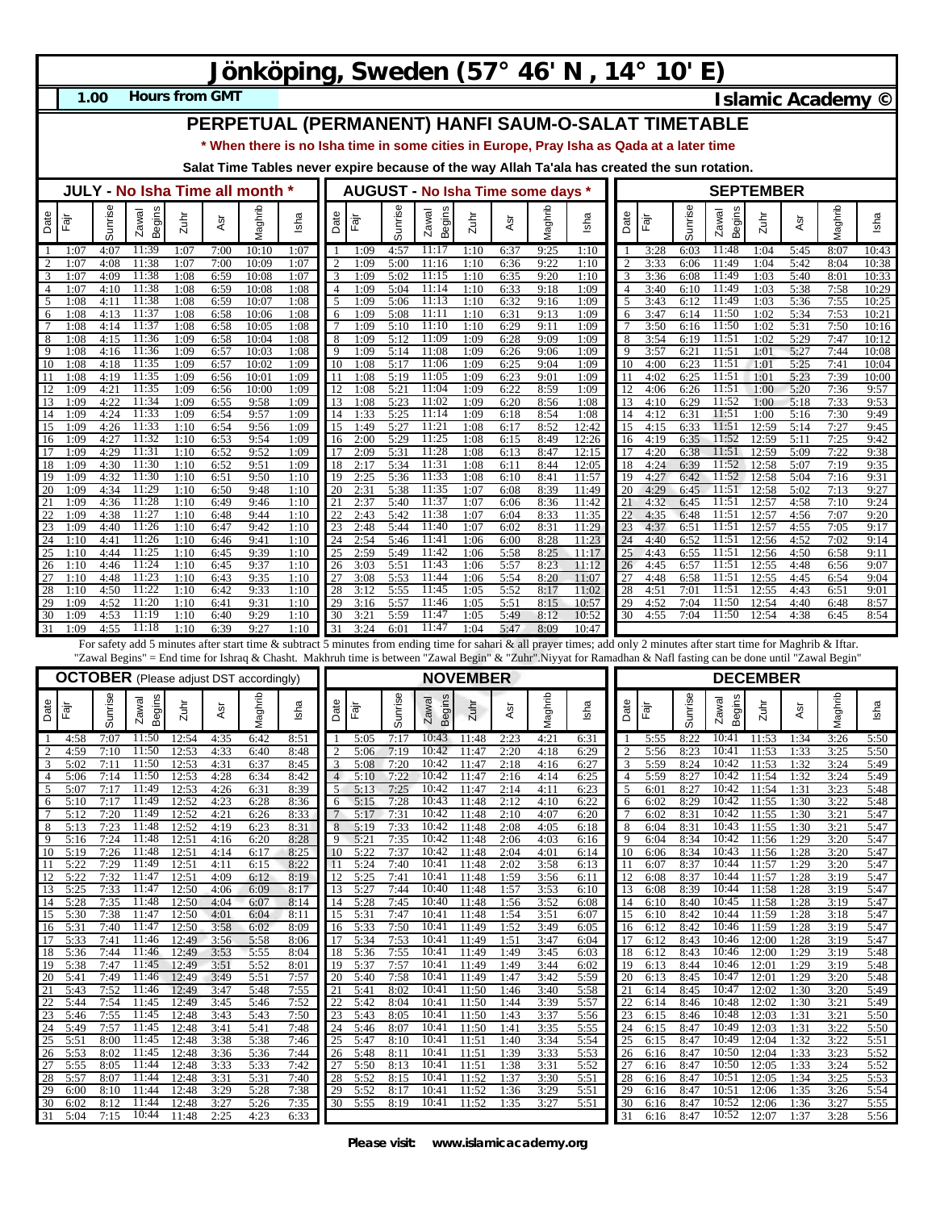# Jönköping, Sweden (57° 46' N , 14° 10' E)

**1.00** Hours from GMT **Islamic Academy ©**

## PERPETUAL (PERMANENT) HANFI SAUM-O-SALAT TIMETABLE

*** When there is no Isha time in some cities in Europe, Pray Isha as Qada at a later time**

**Salat Time Tables never expire because of the way Allah Ta'ala has created the sun rotation.**

### JULY - No Isha Time all month *

| Date | Fajr | Sunrise | Zawal Begins | Zuhr | Asr | Maghrib | Isha |
|---|---|---|---|---|---|---|---|
| 1 | 1:07 | 4:07 | 11:39 | 1:07 | 7:00 | 10:10 | 1:07 |
| 2 | 1:07 | 4:08 | 11:38 | 1:07 | 7:00 | 10:09 | 1:07 |
| 3 | 1:07 | 4:09 | 11:38 | 1:08 | 6:59 | 10:08 | 1:07 |
| 4 | 1:07 | 4:10 | 11:38 | 1:08 | 6:59 | 10:08 | 1:08 |
| 5 | 1:08 | 4:11 | 11:38 | 1:08 | 6:59 | 10:07 | 1:08 |
| 6 | 1:08 | 4:13 | 11:37 | 1:08 | 6:58 | 10:06 | 1:08 |
| 7 | 1:08 | 4:14 | 11:37 | 1:08 | 6:58 | 10:05 | 1:08 |
| 8 | 1:08 | 4:15 | 11:36 | 1:09 | 6:58 | 10:04 | 1:08 |
| 9 | 1:08 | 4:16 | 11:36 | 1:09 | 6:57 | 10:03 | 1:08 |
| 10 | 1:08 | 4:18 | 11:35 | 1:09 | 6:57 | 10:02 | 1:09 |
| 11 | 1:08 | 4:19 | 11:35 | 1:09 | 6:56 | 10:01 | 1:09 |
| 12 | 1:09 | 4:21 | 11:35 | 1:09 | 6:56 | 10:00 | 1:09 |
| 13 | 1:09 | 4:22 | 11:34 | 1:09 | 6:55 | 9:58 | 1:09 |
| 14 | 1:09 | 4:24 | 11:33 | 1:09 | 6:54 | 9:57 | 1:09 |
| 15 | 1:09 | 4:26 | 11:33 | 1:10 | 6:54 | 9:56 | 1:09 |
| 16 | 1:09 | 4:27 | 11:32 | 1:10 | 6:53 | 9:54 | 1:09 |
| 17 | 1:09 | 4:29 | 11:31 | 1:10 | 6:52 | 9:52 | 1:09 |
| 18 | 1:09 | 4:30 | 11:30 | 1:10 | 6:52 | 9:51 | 1:09 |
| 19 | 1:09 | 4:32 | 11:30 | 1:10 | 6:51 | 9:50 | 1:10 |
| 20 | 1:09 | 4:34 | 11:29 | 1:10 | 6:50 | 9:48 | 1:10 |
| 21 | 1:09 | 4:36 | 11:28 | 1:10 | 6:49 | 9:46 | 1:10 |
| 22 | 1:09 | 4:38 | 11:27 | 1:10 | 6:48 | 9:44 | 1:10 |
| 23 | 1:09 | 4:40 | 11:26 | 1:10 | 6:47 | 9:42 | 1:10 |
| 24 | 1:10 | 4:41 | 11:26 | 1:10 | 6:46 | 9:41 | 1:10 |
| 25 | 1:10 | 4:44 | 11:25 | 1:10 | 6:45 | 9:39 | 1:10 |
| 26 | 1:10 | 4:46 | 11:24 | 1:10 | 6:45 | 9:37 | 1:10 |
| 27 | 1:10 | 4:48 | 11:23 | 1:10 | 6:43 | 9:35 | 1:10 |
| 28 | 1:10 | 4:50 | 11:22 | 1:10 | 6:42 | 9:33 | 1:10 |
| 29 | 1:09 | 4:52 | 11:20 | 1:10 | 6:41 | 9:31 | 1:10 |
| 30 | 1:09 | 4:53 | 11:19 | 1:10 | 6:40 | 9:29 | 1:10 |
| 31 | 1:09 | 4:55 | 11:18 | 1:10 | 6:39 | 9:27 | 1:10 |

### AUGUST - No Isha Time some days *

| Date | Fajr | Sunrise | Zawal Begins | Zuhr | Asr | Maghrib | Isha |
|---|---|---|---|---|---|---|---|
| 1 | 1:09 | 4:57 | 11:17 | 1:10 | 6:37 | 9:25 | 1:10 |
| 2 | 1:09 | 5:00 | 11:16 | 1:10 | 6:36 | 9:22 | 1:10 |
| 3 | 1:09 | 5:02 | 11:15 | 1:10 | 6:35 | 9:20 | 1:10 |
| 4 | 1:09 | 5:04 | 11:14 | 1:10 | 6:33 | 9:18 | 1:09 |
| 5 | 1:09 | 5:06 | 11:13 | 1:10 | 6:32 | 9:16 | 1:09 |
| 6 | 1:09 | 5:08 | 11:11 | 1:10 | 6:31 | 9:13 | 1:09 |
| 7 | 1:09 | 5:10 | 11:10 | 1:10 | 6:29 | 9:11 | 1:09 |
| 8 | 1:09 | 5:12 | 11:09 | 1:09 | 6:28 | 9:09 | 1:09 |
| 9 | 1:09 | 5:14 | 11:08 | 1:09 | 6:26 | 9:06 | 1:09 |
| 10 | 1:08 | 5:17 | 11:06 | 1:09 | 6:25 | 9:04 | 1:09 |
| 11 | 1:08 | 5:19 | 11:05 | 1:09 | 6:23 | 9:01 | 1:09 |
| 12 | 1:08 | 5:21 | 11:04 | 1:09 | 6:22 | 8:59 | 1:09 |
| 13 | 1:08 | 5:23 | 11:02 | 1:09 | 6:20 | 8:56 | 1:08 |
| 14 | 1:08 | 5:25 | 11:14 | 1:09 | 6:18 | 8:54 | 1:08 |
| 15 | 1:49 | 5:27 | 11:21 | 1:08 | 6:17 | 8:52 | 12:42 |
| 16 | 2:00 | 5:29 | 11:25 | 1:08 | 6:15 | 8:49 | 12:26 |
| 17 | 2:09 | 5:31 | 11:28 | 1:08 | 6:13 | 8:47 | 12:15 |
| 18 | 2:17 | 5:34 | 11:31 | 1:08 | 6:11 | 8:44 | 12:05 |
| 19 | 2:25 | 5:36 | 11:33 | 1:08 | 6:10 | 8:41 | 11:57 |
| 20 | 2:31 | 5:38 | 11:35 | 1:07 | 6:08 | 8:39 | 11:49 |
| 21 | 2:37 | 5:40 | 11:37 | 1:07 | 6:06 | 8:36 | 11:42 |
| 22 | 2:43 | 5:42 | 11:38 | 1:07 | 6:04 | 8:33 | 11:35 |
| 23 | 2:48 | 5:44 | 11:40 | 1:07 | 6:02 | 8:31 | 11:29 |
| 24 | 2:54 | 5:46 | 11:41 | 1:06 | 6:00 | 8:28 | 11:23 |
| 25 | 2:59 | 5:49 | 11:42 | 1:06 | 5:58 | 8:25 | 11:17 |
| 26 | 3:03 | 5:51 | 11:43 | 1:06 | 5:57 | 8:23 | 11:12 |
| 27 | 3:08 | 5:53 | 11:44 | 1:06 | 5:54 | 8:20 | 11:07 |
| 28 | 3:12 | 5:55 | 11:45 | 1:05 | 5:52 | 8:17 | 11:02 |
| 29 | 3:16 | 5:57 | 11:46 | 1:05 | 5:51 | 8:15 | 10:57 |
| 30 | 3:21 | 5:59 | 11:47 | 1:05 | 5:49 | 8:12 | 10:52 |
| 31 | 3:24 | 6:01 | 11:47 | 1:04 | 5:47 | 8:09 | 10:47 |

### SEPTEMBER

| Date | Fajr | Sunrise | Zawal Begins | Zuhr | Asr | Maghrib | Isha |
|---|---|---|---|---|---|---|---|
| 1 | 3:28 | 6:03 | 11:48 | 1:04 | 5:45 | 8:07 | 10:43 |
| 2 | 3:33 | 6:06 | 11:49 | 1:04 | 5:42 | 8:04 | 10:38 |
| 3 | 3:36 | 6:08 | 11:49 | 1:03 | 5:40 | 8:01 | 10:33 |
| 4 | 3:40 | 6:10 | 11:49 | 1:03 | 5:38 | 7:58 | 10:29 |
| 5 | 3:43 | 6:12 | 11:49 | 1:03 | 5:36 | 7:55 | 10:25 |
| 6 | 3:47 | 6:14 | 11:50 | 1:02 | 5:34 | 7:53 | 10:21 |
| 7 | 3:50 | 6:16 | 11:50 | 1:02 | 5:31 | 7:50 | 10:16 |
| 8 | 3:54 | 6:19 | 11:51 | 1:02 | 5:29 | 7:47 | 10:12 |
| 9 | 3:57 | 6:21 | 11:51 | 1:01 | 5:27 | 7:44 | 10:08 |
| 10 | 4:00 | 6:23 | 11:51 | 1:01 | 5:25 | 7:41 | 10:04 |
| 11 | 4:02 | 6:25 | 11:51 | 1:01 | 5:23 | 7:39 | 10:00 |
| 12 | 4:06 | 6:26 | 11:51 | 1:00 | 5:20 | 7:36 | 9:57 |
| 13 | 4:10 | 6:29 | 11:52 | 1:00 | 5:18 | 7:33 | 9:53 |
| 14 | 4:12 | 6:31 | 11:51 | 1:00 | 5:16 | 7:30 | 9:49 |
| 15 | 4:15 | 6:33 | 11:51 | 12:59 | 5:14 | 7:27 | 9:45 |
| 16 | 4:19 | 6:35 | 11:52 | 12:59 | 5:11 | 7:25 | 9:42 |
| 17 | 4:20 | 6:38 | 11:51 | 12:59 | 5:09 | 7:22 | 9:38 |
| 18 | 4:24 | 6:39 | 11:52 | 12:58 | 5:07 | 7:19 | 9:35 |
| 19 | 4:27 | 6:42 | 11:52 | 12:58 | 5:04 | 7:16 | 9:31 |
| 20 | 4:29 | 6:45 | 11:51 | 12:58 | 5:02 | 7:13 | 9:27 |
| 21 | 4:32 | 6:45 | 11:51 | 12:57 | 5:00 | 7:10 | 9:24 |
| 22 | 4:35 | 6:48 | 11:51 | 12:57 | 4:56 | 7:07 | 9:20 |
| 23 | 4:37 | 6:51 | 11:51 | 12:57 | 4:55 | 7:05 | 9:17 |
| 24 | 4:40 | 6:52 | 11:51 | 12:56 | 4:52 | 7:02 | 9:14 |
| 25 | 4:43 | 6:55 | 11:51 | 12:56 | 4:50 | 6:58 | 9:11 |
| 26 | 4:45 | 6:57 | 11:51 | 12:55 | 4:48 | 6:56 | 9:07 |
| 27 | 4:48 | 6:58 | 11:51 | 12:55 | 4:45 | 6:54 | 9:04 |
| 28 | 4:51 | 7:01 | 11:51 | 12:55 | 4:43 | 6:51 | 9:01 |
| 29 | 4:52 | 7:04 | 11:50 | 12:54 | 4:40 | 6:48 | 8:57 |
| 30 | 4:55 | 7:04 | 11:50 | 12:54 | 4:38 | 6:45 | 8:54 |

For safety add 5 minutes after start time & subtract 5 minutes from ending time for sahari & all prayer times; add only 2 minutes after start time for Maghrib & Iftar.
"Zawal Begins" = End time for Ishraq & Chasht. Makhruh time is between "Zawal Begin" & "Zuhr". Niyyat for Ramadhan & Nafl fasting can be done until "Zawal Begin"

### OCTOBER (Please adjust DST accordingly)

| Date | Fajr | Sunrise | Zawal Begins | Zuhr | Asr | Maghrib | Isha |
|---|---|---|---|---|---|---|---|
| 1 | 4:58 | 7:07 | 11:50 | 12:54 | 4:35 | 6:42 | 8:51 |
| 2 | 4:59 | 7:10 | 11:50 | 12:53 | 4:33 | 6:40 | 8:48 |
| 3 | 5:02 | 7:11 | 11:50 | 12:53 | 4:31 | 6:37 | 8:45 |
| 4 | 5:06 | 7:14 | 11:50 | 12:53 | 4:28 | 6:34 | 8:42 |
| 5 | 5:07 | 7:17 | 11:49 | 12:53 | 4:26 | 6:31 | 8:39 |
| 6 | 5:10 | 7:17 | 11:49 | 12:52 | 4:23 | 6:28 | 8:36 |
| 7 | 5:12 | 7:20 | 11:49 | 12:52 | 4:21 | 6:26 | 8:33 |
| 8 | 5:13 | 7:23 | 11:48 | 12:52 | 4:19 | 6:23 | 8:31 |
| 9 | 5:16 | 7:24 | 11:48 | 12:51 | 4:16 | 6:20 | 8:28 |
| 10 | 5:19 | 7:26 | 11:48 | 12:51 | 4:14 | 6:17 | 8:25 |
| 11 | 5:22 | 7:29 | 11:49 | 12:51 | 4:11 | 6:15 | 8:22 |
| 12 | 5:22 | 7:32 | 11:47 | 12:51 | 4:09 | 6:12 | 8:19 |
| 13 | 5:25 | 7:33 | 11:47 | 12:50 | 4:06 | 6:09 | 8:17 |
| 14 | 5:28 | 7:35 | 11:48 | 12:50 | 4:04 | 6:07 | 8:14 |
| 15 | 5:30 | 7:38 | 11:47 | 12:50 | 4:01 | 6:04 | 8:11 |
| 16 | 5:31 | 7:40 | 11:47 | 12:50 | 3:58 | 6:02 | 8:09 |
| 17 | 5:33 | 7:41 | 11:46 | 12:49 | 3:56 | 5:58 | 8:06 |
| 18 | 5:36 | 7:44 | 11:46 | 12:49 | 3:53 | 5:55 | 8:04 |
| 19 | 5:38 | 7:47 | 11:45 | 12:49 | 3:51 | 5:52 | 8:01 |
| 20 | 5:41 | 7:49 | 11:46 | 12:49 | 3:49 | 5:51 | 7:57 |
| 21 | 5:43 | 7:52 | 11:46 | 12:49 | 3:47 | 5:48 | 7:55 |
| 22 | 5:44 | 7:54 | 11:45 | 12:49 | 3:45 | 5:46 | 7:52 |
| 23 | 5:46 | 7:55 | 11:45 | 12:48 | 3:43 | 5:43 | 7:50 |
| 24 | 5:49 | 7:57 | 11:45 | 12:48 | 3:41 | 5:41 | 7:48 |
| 25 | 5:51 | 8:00 | 11:45 | 12:48 | 3:38 | 5:38 | 7:46 |
| 26 | 5:53 | 8:02 | 11:45 | 12:48 | 3:36 | 5:36 | 7:44 |
| 27 | 5:55 | 8:05 | 11:44 | 12:48 | 3:33 | 5:33 | 7:42 |
| 28 | 5:57 | 8:07 | 11:44 | 12:48 | 3:31 | 5:31 | 7:40 |
| 29 | 6:00 | 8:10 | 11:44 | 12:48 | 3:29 | 5:28 | 7:38 |
| 30 | 6:02 | 8:12 | 11:44 | 12:48 | 3:27 | 5:26 | 7:35 |
| 31 | 5:04 | 7:15 | 10:44 | 11:48 | 2:25 | 4:23 | 6:33 |

### NOVEMBER

| Date | Fajr | Sunrise | Zawal Begins | Zuhr | Asr | Maghrib | Isha |
|---|---|---|---|---|---|---|---|
| 1 | 5:05 | 7:17 | 10:43 | 11:48 | 2:23 | 4:21 | 6:31 |
| 2 | 5:06 | 7:19 | 10:42 | 11:47 | 2:20 | 4:18 | 6:29 |
| 3 | 5:08 | 7:20 | 10:42 | 11:47 | 2:18 | 4:16 | 6:27 |
| 4 | 5:10 | 7:22 | 10:42 | 11:47 | 2:16 | 4:14 | 6:25 |
| 5 | 5:13 | 7:25 | 10:42 | 11:47 | 2:14 | 4:11 | 6:23 |
| 6 | 5:15 | 7:28 | 10:43 | 11:48 | 2:12 | 4:10 | 6:22 |
| 7 | 5:17 | 7:31 | 10:42 | 11:48 | 2:10 | 4:07 | 6:20 |
| 8 | 5:19 | 7:33 | 10:42 | 11:48 | 2:08 | 4:05 | 6:18 |
| 9 | 5:21 | 7:35 | 10:42 | 11:48 | 2:06 | 4:03 | 6:16 |
| 10 | 5:22 | 7:37 | 10:42 | 11:48 | 2:04 | 4:01 | 6:14 |
| 11 | 5:24 | 7:40 | 10:41 | 11:48 | 2:02 | 3:58 | 6:13 |
| 12 | 5:25 | 7:41 | 10:41 | 11:48 | 1:59 | 3:56 | 6:11 |
| 13 | 5:27 | 7:44 | 10:40 | 11:48 | 1:57 | 3:53 | 6:10 |
| 14 | 5:28 | 7:45 | 10:40 | 11:48 | 1:56 | 3:52 | 6:08 |
| 15 | 5:31 | 7:47 | 10:41 | 11:48 | 1:54 | 3:51 | 6:07 |
| 16 | 5:33 | 7:50 | 10:41 | 11:49 | 1:52 | 3:49 | 6:05 |
| 17 | 5:34 | 7:53 | 10:41 | 11:49 | 1:51 | 3:47 | 6:04 |
| 18 | 5:36 | 7:55 | 10:41 | 11:49 | 1:49 | 3:45 | 6:03 |
| 19 | 5:37 | 7:57 | 10:41 | 11:49 | 1:49 | 3:44 | 6:02 |
| 20 | 5:40 | 7:58 | 10:41 | 11:49 | 1:47 | 3:42 | 5:59 |
| 21 | 5:41 | 8:02 | 10:41 | 11:50 | 1:46 | 3:40 | 5:58 |
| 22 | 5:42 | 8:04 | 10:41 | 11:50 | 1:44 | 3:39 | 5:57 |
| 23 | 5:43 | 8:05 | 10:41 | 11:50 | 1:43 | 3:37 | 5:56 |
| 24 | 5:46 | 8:07 | 10:41 | 11:50 | 1:41 | 3:35 | 5:55 |
| 25 | 5:47 | 8:10 | 10:41 | 11:51 | 1:40 | 3:34 | 5:54 |
| 26 | 5:48 | 8:11 | 10:41 | 11:51 | 1:39 | 3:33 | 5:53 |
| 27 | 5:50 | 8:13 | 10:41 | 11:51 | 1:38 | 3:31 | 5:52 |
| 28 | 5:52 | 8:15 | 10:41 | 11:52 | 1:37 | 3:30 | 5:51 |
| 29 | 5:52 | 8:17 | 10:41 | 11:52 | 1:36 | 3:29 | 5:51 |
| 30 | 5:55 | 8:19 | 10:41 | 11:52 | 1:35 | 3:27 | 5:51 |

### DECEMBER

| Date | Fajr | Sunrise | Zawal Begins | Zuhr | Asr | Maghrib | Isha |
|---|---|---|---|---|---|---|---|
| 1 | 5:55 | 8:22 | 10:41 | 11:53 | 1:34 | 3:26 | 5:50 |
| 2 | 5:56 | 8:23 | 10:41 | 11:53 | 1:33 | 3:25 | 5:50 |
| 3 | 5:59 | 8:24 | 10:42 | 11:53 | 1:32 | 3:24 | 5:49 |
| 4 | 5:59 | 8:27 | 10:42 | 11:54 | 1:32 | 3:24 | 5:49 |
| 5 | 6:01 | 8:27 | 10:42 | 11:54 | 1:31 | 3:23 | 5:48 |
| 6 | 6:02 | 8:29 | 10:43 | 11:55 | 1:30 | 3:22 | 5:48 |
| 7 | 6:02 | 8:31 | 10:42 | 11:55 | 1:30 | 3:21 | 5:47 |
| 8 | 6:04 | 8:31 | 10:43 | 11:55 | 1:30 | 3:21 | 5:47 |
| 9 | 6:04 | 8:34 | 10:42 | 11:56 | 1:29 | 3:20 | 5:47 |
| 10 | 6:06 | 8:34 | 10:43 | 11:56 | 1:28 | 3:20 | 5:47 |
| 11 | 6:07 | 8:37 | 10:44 | 11:57 | 1:29 | 3:20 | 5:47 |
| 12 | 6:08 | 8:37 | 10:44 | 11:57 | 1:28 | 3:19 | 5:47 |
| 13 | 6:08 | 8:39 | 10:44 | 11:58 | 1:28 | 3:19 | 5:47 |
| 14 | 6:10 | 8:40 | 10:45 | 11:58 | 1:28 | 3:19 | 5:47 |
| 15 | 6:10 | 8:42 | 10:44 | 11:59 | 1:28 | 3:18 | 5:47 |
| 16 | 6:12 | 8:42 | 10:46 | 11:59 | 1:28 | 3:19 | 5:47 |
| 17 | 6:12 | 8:43 | 10:46 | 12:00 | 1:28 | 3:19 | 5:47 |
| 18 | 6:12 | 8:43 | 10:46 | 12:00 | 1:29 | 3:19 | 5:48 |
| 19 | 6:13 | 8:44 | 10:46 | 12:01 | 1:29 | 3:19 | 5:48 |
| 20 | 6:13 | 8:45 | 10:47 | 12:01 | 1:29 | 3:20 | 5:48 |
| 21 | 6:14 | 8:45 | 10:47 | 12:02 | 1:30 | 3:20 | 5:49 |
| 22 | 6:14 | 8:46 | 10:48 | 12:02 | 1:30 | 3:21 | 5:49 |
| 23 | 6:15 | 8:46 | 10:48 | 12:03 | 1:31 | 3:21 | 5:50 |
| 24 | 6:15 | 8:47 | 10:49 | 12:03 | 1:31 | 3:22 | 5:50 |
| 25 | 6:15 | 8:47 | 10:49 | 12:04 | 1:32 | 3:22 | 5:51 |
| 26 | 6:16 | 8:47 | 10:50 | 12:04 | 1:33 | 3:23 | 5:52 |
| 27 | 6:16 | 8:47 | 10:50 | 12:05 | 1:33 | 3:24 | 5:52 |
| 28 | 6:16 | 8:47 | 10:51 | 12:05 | 1:34 | 3:25 | 5:53 |
| 29 | 6:16 | 8:47 | 10:51 | 12:06 | 1:35 | 3:26 | 5:54 |
| 30 | 6:16 | 8:47 | 10:52 | 12:06 | 1:36 | 3:27 | 5:55 |
| 31 | 6:16 | 8:47 | 10:52 | 12:07 | 1:37 | 3:28 | 5:56 |

**Please visit: www.islamicacademy.org**